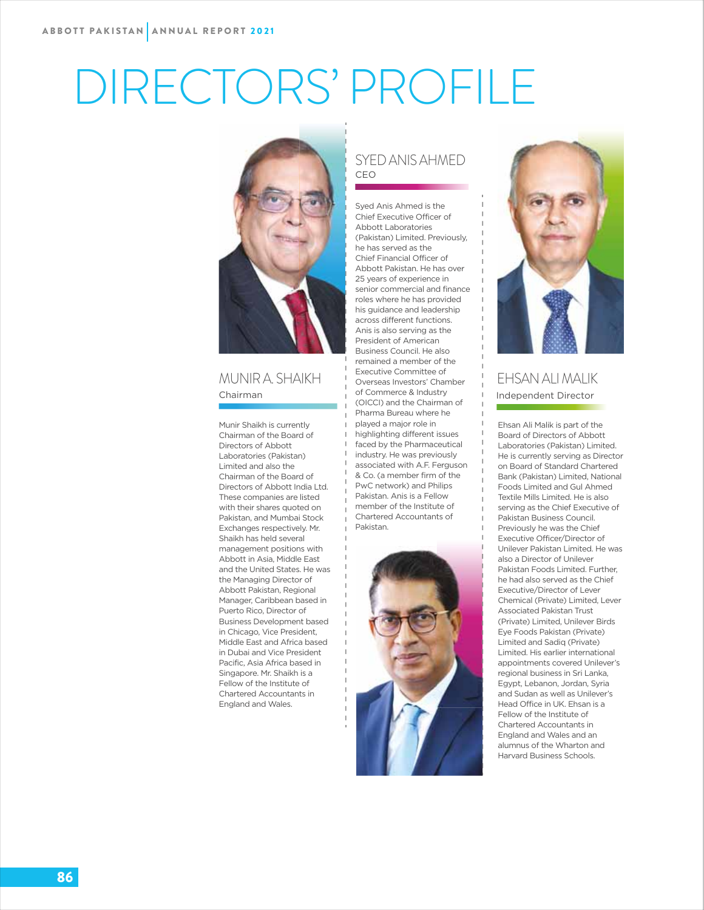# DIRECTORS' PROFILE

## MUNIR A. SHAIKH

Chairman

Munir Shaikh is currently Chairman of the Board of Directors of Abbott Laboratories (Pakistan) Limited and also the Chairman of the Board of Directors of Abbott India Ltd. These companies are listed with their shares quoted on Pakistan, and Mumbai Stock Exchanges respectively. Mr. Shaikh has held several management positions with Abbott in Asia, Middle East and the United States. He was the Managing Director of Abbott Pakistan, Regional Manager, Caribbean based in Puerto Rico, Director of Business Development based in Chicago, Vice President, Middle East and Africa based in Dubai and Vice President Pacific, Asia Africa based in Singapore. Mr. Shaikh is a Fellow of the Institute of Chartered Accountants in England and Wales.

## SYED ANIS AHMED

CEO

Syed Anis Ahmed is the Chief Executive Officer of Abbott Laboratories (Pakistan) Limited. Previously, he has served as the Chief Financial Officer of Abbott Pakistan. He has over 25 years of experience in senior commercial and finance roles where he has provided his guidance and leadership across different functions. Anis is also serving as the President of American Business Council. He also remained a member of the Executive Committee of Overseas Investors' Chamber of Commerce & Industry (OICCI) and the Chairman of Pharma Bureau where he played a major role in highlighting different issues faced by the Pharmaceutical industry. He was previously associated with A.F. Ferguson & Co. (a member firm of the PwC network) and Philips Pakistan. Anis is a Fellow member of the Institute of Chartered Accountants of Pakistan.

## EHSAN ALI MALIK

Independent Director

Ehsan Ali Malik is part of the Board of Directors of Abbott Laboratories (Pakistan) Limited. He is currently serving as Director on Board of Standard Chartered Bank (Pakistan) Limited, National Foods Limited and Gul Ahmed Textile Mills Limited. He is also serving as the Chief Executive of Pakistan Business Council. Previously he was the Chief Executive Officer/Director of Unilever Pakistan Limited. He was also a Director of Unilever Pakistan Foods Limited. Further, he had also served as the Chief Executive/Director of Lever Chemical (Private) Limited, Lever Associated Pakistan Trust (Private) Limited, Unilever Birds Eye Foods Pakistan (Private) Limited and Sadiq (Private) Limited. His earlier international appointments covered Unilever's regional business in Sri Lanka, Egypt, Lebanon, Jordan, Syria and Sudan as well as Unilever's Head Office in UK. Ehsan is a Fellow of the Institute of Chartered Accountants in England and Wales and alumnus of the Wharton and Harvard Business Schools.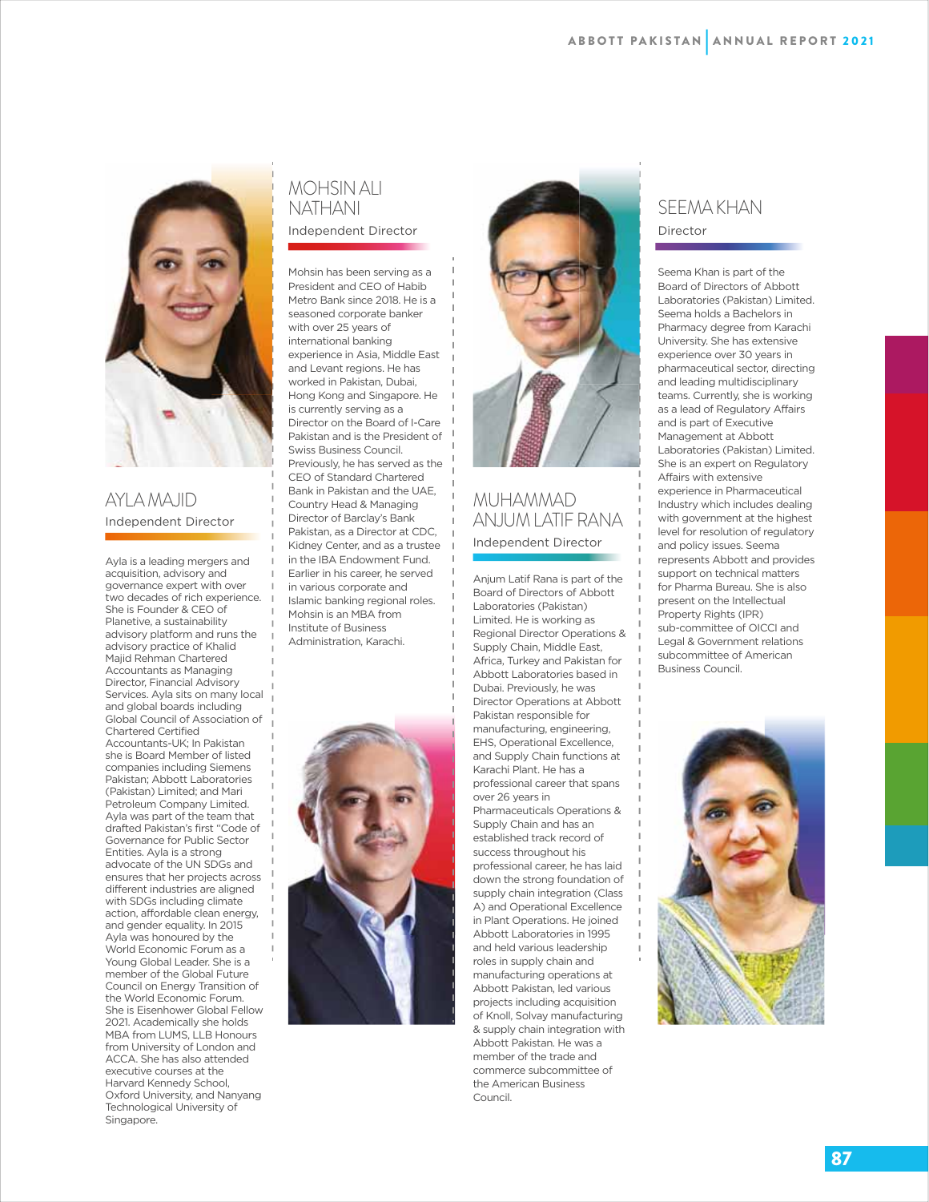## AYLA MAJID

Independent Director

Ayla is a leading mergers and acquisition, advisory and governance expert with over two decades of rich experience. She is Founder & CEO of Planetive, a sustainability advisory platform and runs the advisory practice of Khalid Majid Rehman Chartered Accountants as Managing Director, Financial Advisory Services. Ayla sits on many local and global boards including Global Council of Association of Chartered Certified Accountants-UK; In Pakistan she is Board Member of listed companies including Siemens Pakistan; Abbott Laboratories (Pakistan) Limited; and Mari Petroleum Company Limited. Ayla was part of the team that drafted Pakistan's first "Code of Governance for Public Sector Entities. Ayla is a strong advocate of the UN SDGs and ensures that her projects across different industries are aligned with SDGs including climate action, affordable clean energy, and gender equality. In 2015 Ayla was honoured by the World Economic Forum as a Young Global Leader. She is a member of the Global Future Council on Energy Transition of the World Economic Forum. She is Eisenhower Global Fellow 2021. Academically she holds MBA from LUMS, LLB Honours from University of London and ACCA. She has also attended executive courses at the Harvard Kennedy School, Oxford University, and Nanyang Technological University of Singapore.

## MOHSIN ALI NATHANI

Independent Director

Mohsin has been serving as a President and CEO of Habib Metro Bank since 2018. He is a seasoned corporate banker with over 25 years of international banking experience in Asia, Middle East and Levant regions. He has worked in Pakistan, Dubai, Hong Kong and Singapore. He is currently serving as a Director on the Board of I-Care Pakistan and is the President of Swiss Business Council. Previously, he has served as the CEO of Standard Chartered Bank in Pakistan and the UAE, Country Head & Managing Director of Barclay's Bank Pakistan, as a Director at CDC, Kidney Center, and as a trustee in the IBA Endowment Fund. Earlier in his career, he served in various corporate and Islamic banking regional roles. Mohsin is an MBA from Institute of Business Administration, Karachi.

## MUHAMMAD ANJUM LATIF RANA

Independent Director

Anjum Latif Rana is part of the Board of Directors of Abbott Laboratories (Pakistan) Limited. He is working as Regional Director Operations & Supply Chain, Middle East, Africa, Turkey and Pakistan for Abbott Laboratories based in Dubai. Previously, he was Director Operations at Abbott Pakistan responsible for manufacturing, engineering, EHS, Operational Excellence, and Supply Chain functions at Karachi Plant. He has a professional career that spans over 26 years in Pharmaceuticals Operations & Supply Chain and has an established track record of success throughout his professional career, he has laid down the strong foundation of supply chain integration (Class A) and Operational Excellence in Plant Operations. He joined Abbott Laboratories in 1995 and held various leadership roles in supply chain and manufacturing operations at Abbott Pakistan, led various projects including acquisition of Knoll, Solvay manufacturing & supply chain integration with Abbott Pakistan. He was a member of the trade and commerce subcommittee of the American Business Council.

## SEEMA KHAN

Director

Seema Khan is part of the Board of Directors of Abbott Laboratories (Pakistan) Limited. Seema holds a Bachelors in Pharmacy degree from Karachi University. She has extensive experience over 30 years in pharmaceutical sector, directing and leading multidisciplinary teams. Currently, she is working as a lead of Regulatory Affairs and is part of Executive Management at Abbott Laboratories (Pakistan) Limited. She is an expert on Regulatory Affairs with extensive experience in Pharmaceutical Industry which includes dealing with government at the highest level for resolution of regulatory and policy issues. Seema represents Abbott and provides support on technical matters for Pharma Bureau. She is also present on the Intellectual Property Rights (IPR) sub-committee of OICCI and Legal & Government relations subcommittee of American Business Council.